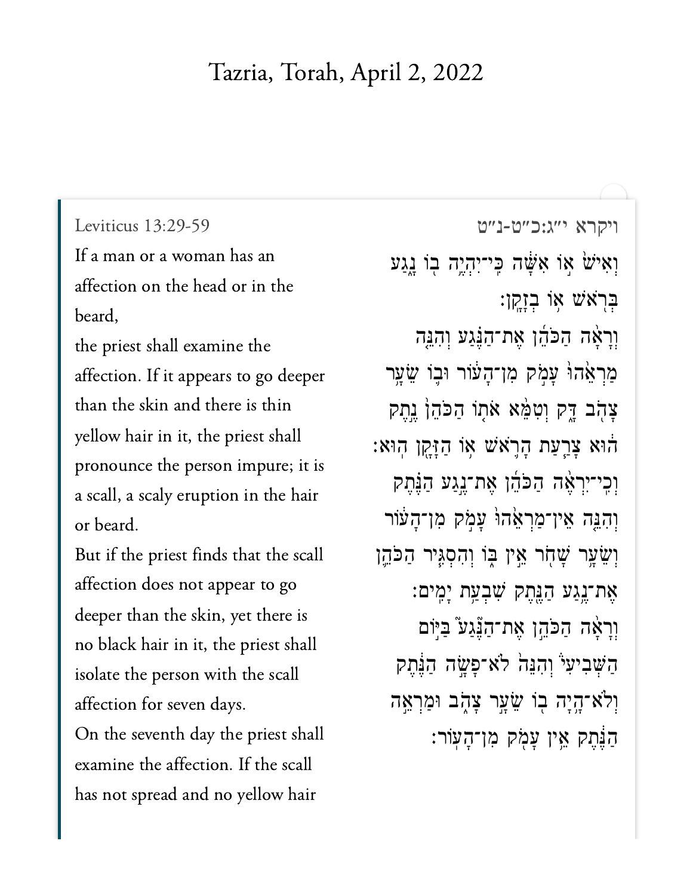# Tazria, Torah, April 2, 2022

Leviticus 13:29-59

ויקרא י״ג:כ״ט-נ״ט

If a man or a woman has an affection on the head or in the beard,

the priest shall examine the affection. If it appears to go deeper than the skin and there is thin yellow hair in it, the priest shall pronounce the person impure; it is a scall, a scaly eruption in the hair or beard.

But if the priest finds that the scall affection does not appear to go deeper than the skin, yet there is no black hair in it, the priest shall isolate the person with the scall affection for seven days.

On the seventh day the priest shall examine the affection. If the scall has not spread and no yellow hair

וְאִישׁ֙ א֣וֹ אִשָּׁ֔ה כִּֽי־יִהְיֶ֥ה ב֖וֹ נָ֑גַע בְּרֹ֖אשׁ א֥וֹ בְזָקָֽן׃

וְרָאָ֨ה הַכֹּהֵ֜ן אֶת־הַנֶּ֗גַע וְהִנֵּ֤ה מַרְאֵ֙הוּ֙ עָמֹ֣ק מִן־הָע֔וֹר וּב֛וֹ שֵׂעָ֥ר צָהֹ֖ב דָּ֑ק וְטִמֵּ֨א אֹת֤וֹ הַכֹּהֵן֙ נֶ֣תֶק ה֔וּא צָ֧רַעַת הָרֹ֛אשׁ א֥וֹ הַזָּקָ֖ן הֽוּא׃

וְכִֽי־יִרְאֶ֨ה הַכֹּהֵ֜ן אֶת־נֶ֣גַע הַנֶּ֗תֶק וְהִנֵּ֤ה אֵין־מַרְאֵ֙הוּ֙ עָמֹ֣ק מִן־הָע֔וֹר וְשֵׂעָ֥ר שָׁחֹ֖ר אֵ֣ין בּ֑וֹ וְהִסְגִּ֧יר הַכֹּהֵ֛ן אֶת־נֶ֥גַע הַנֶּ֖תֶק שִׁבְעַ֥ת יָמִֽים׃

וְרָאָ֨ה הַכֹּהֵ֣ן אֶת־הַנֶּגַע֮ בַּיּ֣וֹם הַשְּׁבִיעִי֒ וְהִנֵּה֙ לֹא־פָשָׂ֣ה הַנֶּ֔תֶק וְלֹא־הָ֥יָה ב֖וֹ שֵׂעָ֣ר צָהֹ֑ב וּמַרְאֵ֣ה הַנֶּ֔תֶק אֵ֥ין עָמֹ֖ק מִן־הָעֽוֹר׃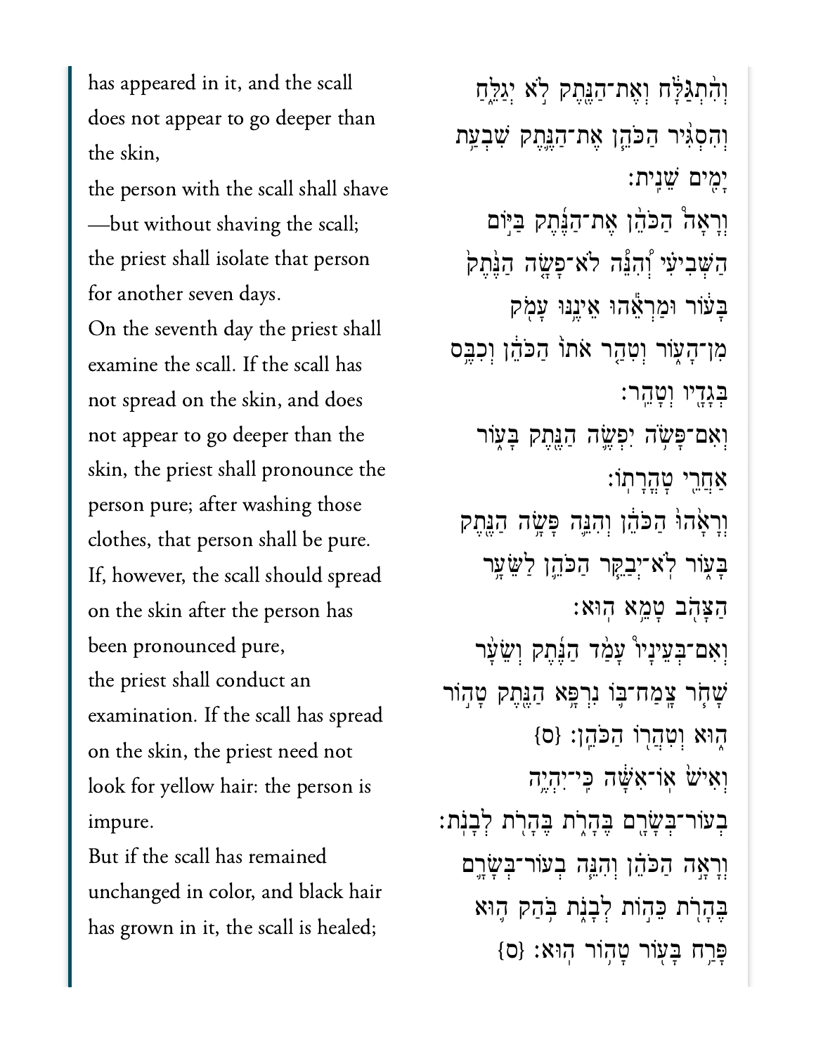has appeared in it, and the scall does not appear to go deeper than the skin,

the person with the scall shall shave—but without shaving the scall; the priest shall isolate that person for another seven days.

On the seventh day the priest shall examine the scall. If the scall has not spread on the skin, and does not appear to go deeper than the skin, the priest shall pronounce the person pure; after washing those clothes, that person shall be pure.

If, however, the scall should spread on the skin after the person has been pronounced pure,

the priest shall conduct an examination. If the scall has spread on the skin, the priest need not look for yellow hair: the person is impure.

But if the scall has remained unchanged in color, and black hair has grown in it, the scall is healed;

וְהִֽתְגַּלָּ֔ח וְאֶת־הַנֶּ֖תֶק לֹ֣א יְגַלֵּ֑חַ וְהִסְגִּ֨יר הַכֹּהֵ֧ן אֶת־הַנֶּ֛תֶק שִׁבְעַ֥ת יָמִ֖ים שֵׁנִֽית׃

וְרָאָה֩ הַכֹּהֵ֨ן אֶת־הַנֶּ֜תֶק בַּיּ֣וֹם הַשְּׁבִיעִ֗י וְ֠הִנֵּה לֹֽא־פָשָׂ֤ה הַנֶּ֙תֶק֙ בָּע֔וֹר וּמַרְאֵ֕הוּ אֵינֶ֥נּוּ עָמֹ֖ק מִן־הָע֑וֹר וְטִהַ֤ר אֹתוֹ֙ הַכֹּהֵ֔ן וְכִבֶּ֥ס בְּגָדָ֖יו וְטָהֵֽר׃

וְאִם־פָּשֹׂ֧ה יִפְשֶׂ֛ה הַנֶּ֖תֶק בָּע֑וֹר אַחֲרֵ֖י טׇהֳרָתֽוֹ׃

וְרָאָ֙הוּ֙ הַכֹּהֵ֔ן וְהִנֵּ֛ה פָּשָׂ֥ה הַנֶּ֖תֶק בָּע֑וֹר לֹֽא־יְבַקֵּ֥ר הַכֹּהֵ֛ן לַשֵּׂעָ֥ר הַצָּהֹ֖ב טָמֵ֥א הֽוּא׃

וְאִם־בְּעֵינָ֞יו עָמַ֣ד הַנֶּ֗תֶק וְשֵׂעָ֨ר שָׁחֹ֧ר צָֽמַח־בּ֛וֹ נִרְפָּ֥א הַנֶּ֖תֶק טָה֣וֹר ה֑וּא וְטִהֲר֖וֹ הַכֹּהֵֽן׃ {ס}

וְאִישׁ֙ אֽוֹ־אִשָּׁ֔ה כִּֽי־יִהְיֶ֥ה בְעוֹר־בְּשָׂרָ֖ם בֶּהָרֹ֑ת בֶּהָרֹ֖ת לְבָנֹֽת׃

וְרָאָ֣ה הַכֹּהֵ֗ן וְהִנֵּ֛ה בְעוֹר־בְּשָׂרָ֥ם בֶּהָרֹ֖ת כֵּה֣וֹת לְבָנֹ֑ת בֹּ֥הַק ה֛וּא פָּרַ֥ח בָּע֖וֹר טָה֥וֹר הֽוּא׃ {ס}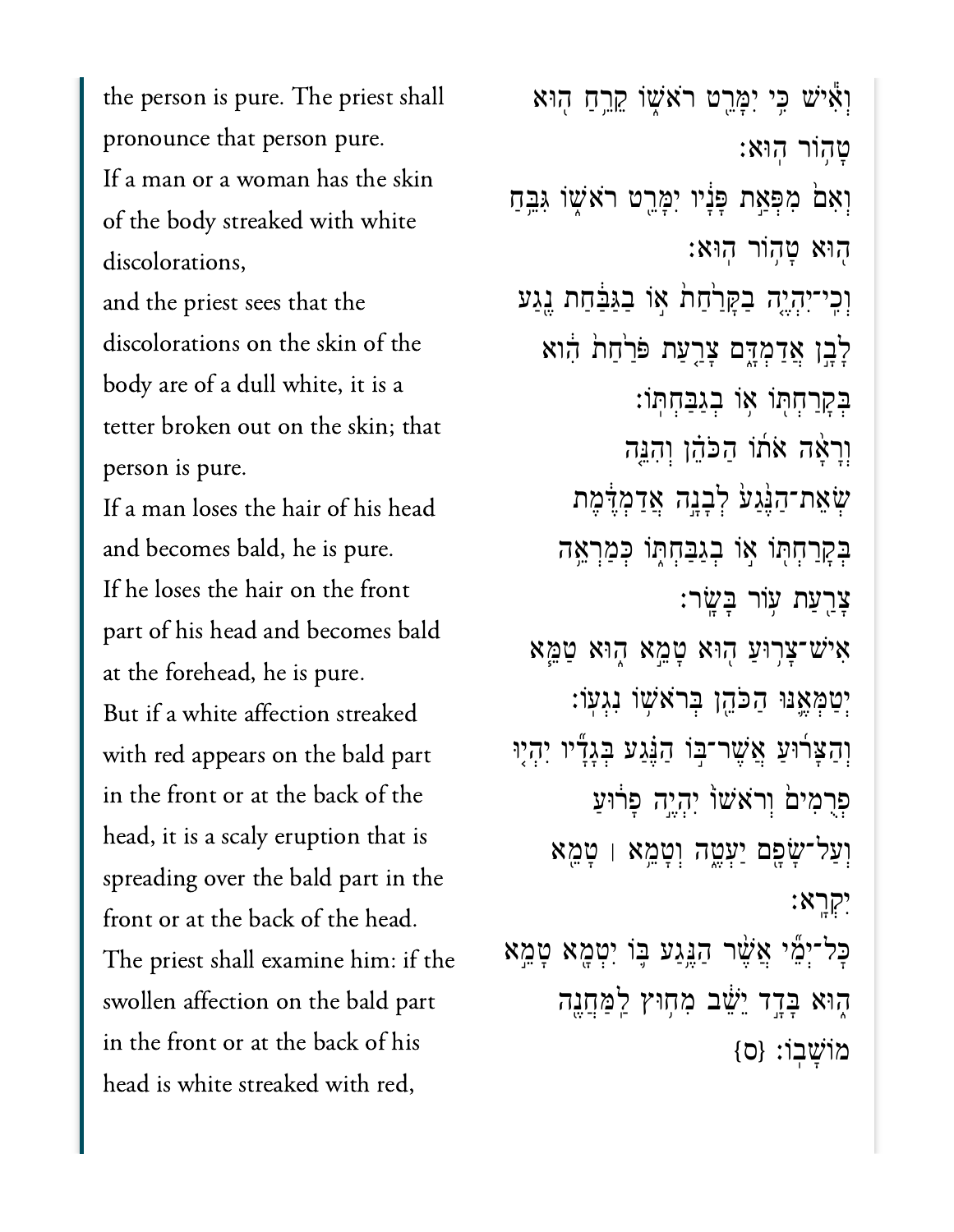the person is pure. The priest shall pronounce that person pure.

If a man or a woman has the skin of the body streaked with white discolorations,

and the priest sees that the discolorations on the skin of the body are of a dull white, it is a tetter broken out on the skin; that person is pure.

If a man loses the hair of his head and becomes bald, he is pure.

If he loses the hair on the front part of his head and becomes bald at the forehead, he is pure.

But if a white affection streaked with red appears on the bald part in the front or at the back of the head, it is a scaly eruption that is spreading over the bald part in the front or at the back of the head.

The priest shall examine him: if the swollen affection on the bald part in the front or at the back of his head is white streaked with red,

וְאִ֕ישׁ כִּ֥י יִמָּרֵ֖ט רֹאשׁ֑וֹ קֵרֵ֥חַ ה֖וּא טָה֥וֹר הֽוּא׃

וְאִם֙ מִפְּאַ֣ת פָּנָ֔יו יִמָּרֵ֖ט רֹאשׁ֑וֹ גִּבֵּ֥חַ ה֖וּא טָה֥וֹר הֽוּא׃

וְכִֽי־יִהְיֶ֤ה בַקָּרַ֙חַת֙ א֣וֹ בַגַּבַּ֔חַת נֶ֖גַע לָבָ֣ן אֲדַמְדָּ֑ם צָרַ֤עַת פֹּרַ֙חַת֙ הִ֔וא בְּקָֽרַחְתּ֖וֹ א֥וֹ בְגַבַּחְתּֽוֹ׃

וְרָאָ֨ה אֹת֜וֹ הַכֹּהֵ֗ן וְהִנֵּ֤ה שְׂאֵֽת־הַנֶּ֙גַע֙ לְבָנָ֣ה אֲדַמְדֶּ֔מֶת בְּקָֽרַחְתּ֖וֹ א֣וֹ בְגַבַּחְתּ֑וֹ כְּמַרְאֵ֥ה צָרַ֖עַת ע֥וֹר בָּשָֽׂר׃

אִישׁ־צָר֥וּעַ ה֖וּא טָמֵ֣א ה֑וּא טַמֵּ֧א יְטַמְּאֶ֛נּוּ הַכֹּהֵ֖ן בְּרֹאשׁ֥וֹ נִגְעֽוֹ׃

וְהַצָּר֜וּעַ אֲשֶׁר־בּ֣וֹ הַנֶּ֗גַע בְּגָדָ֞יו יִהְי֤וּ פְרֻמִים֙ וְרֹאשׁוֹ֙ יִהְיֶ֣ה פָר֔וּעַ וְעַל־שָׂפָ֖ם יַעְטֶ֑ה וְטָמֵ֥א ׀ טָמֵ֖א יִקְרָֽא׃

כָּל־יְמֵ֞י אֲשֶׁ֨ר הַנֶּ֥גַע בּ֛וֹ יִטְמָ֖א טָמֵ֣א ה֑וּא בָּדָ֣ד יֵשֵׁ֔ב מִח֥וּץ לַֽמַּחֲנֶ֖ה מוֹשָׁבֽוֹ׃ {ס}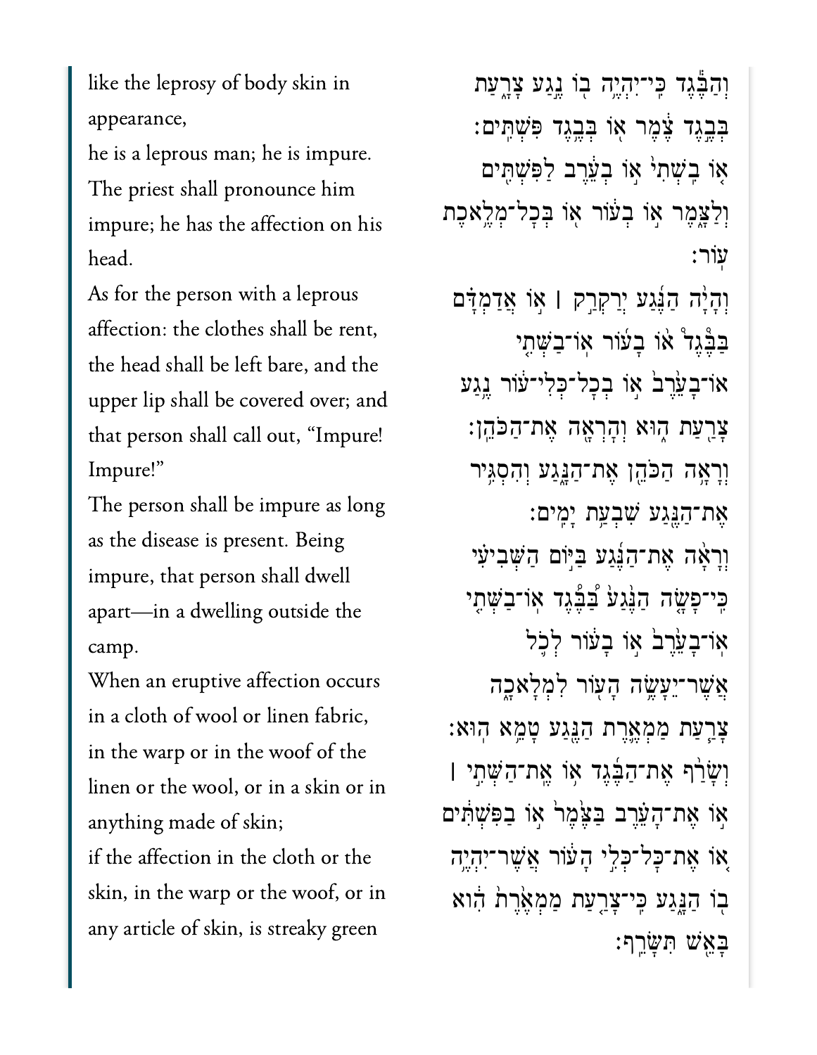like the leprosy of body skin in appearance,

he is a leprous man; he is impure. The priest shall pronounce him impure; he has the affection on his head.

As for the person with a leprous affection: the clothes shall be rent, the head shall be left bare, and the upper lip shall be covered over; and that person shall call out, “Impure! Impure!”

The person shall be impure as long as the disease is present. Being impure, that person shall dwell apart—in a dwelling outside the camp.

When an eruptive affection occurs in a cloth of wool or linen fabric, in the warp or in the woof of the linen or the wool, or in a skin or in anything made of skin;

if the affection in the cloth or the skin, in the warp or the woof, or in any article of skin, is streaky green

וְהַבֶּ֗גֶד כִּֽי־יִהְיֶ֥ה ב֛וֹ נֶ֖גַע צָרָ֑עַת בְּבֶ֣גֶד צֶ֔מֶר א֖וֹ בְּבֶ֥גֶד פִּשְׁתִּֽים׃

א֤וֹ בִשְׁתִי֙ א֣וֹ בְעֵ֔רֶב לַפִּשְׁתִּ֖ים וְלַצָּ֑מֶר א֣וֹ בְע֔וֹר א֖וֹ בְּכׇל־מְלֶ֥אכֶת עֽוֹר׃

וְהָיָ֨ה הַנֶּ֜גַע יְרַקְרַ֣ק ׀ א֣וֹ אֲדַמְדָּ֗ם בַּבֶּ֜גֶד א֥וֹ בָע֛וֹר אֽוֹ־בַשְּׁתִ֥י אֽוֹ־בָעֵ֖רֶב א֣וֹ בְכׇל־כְּלִי־ע֔וֹר נֶ֥גַע צָרַ֖עַת ה֑וּא וְהׇרְאָ֖ה אֶת־הַכֹּהֵֽן׃

וְרָאָ֥ה הַכֹּהֵ֖ן אֶת־הַנָּ֑גַע וְהִסְגִּ֥יר אֶת־הַנֶּ֖גַע שִׁבְעַ֥ת יָמִֽים׃

וְרָאָ֨ה אֶת־הַנֶּ֜גַע בַּיּ֣וֹם הַשְּׁבִיעִ֗י כִּֽי־פָשָׂ֤ה הַנֶּ֙גַע֙ בַּבֶּ֜גֶד אֽוֹ־בַשְּׁתִ֣י אֽוֹ־בָעֵ֗רֶב א֤וֹ בָעוֹר֙ לְכֹ֨ל אֲשֶׁר־יֵעָשֶׂ֥ה הָע֖וֹר לִמְלָאכָ֑ה צָרַ֧עַת מַמְאֶ֛רֶת הַנֶּ֖גַע טָמֵ֥א הֽוּא׃

וְשָׂרַ֨ף אֶת־הַבֶּ֜גֶד א֥וֹ אֶת־הַשְּׁתִ֣י ׀ א֣וֹ אֶת־הָעֵ֗רֶב בַּצֶּ֙מֶר֙ א֣וֹ בַפִּשְׁתִּ֔ים א֚וֹ אֶת־כׇּל־כְּלִ֣י הָע֔וֹר אֲשֶׁר־יִהְיֶ֥ה ב֖וֹ הַנָּ֑גַע כִּֽי־צָרַ֤עַת מַמְאֶ֙רֶת֙ הִ֔וא בָּאֵ֖שׁ תִּשָּׂרֵֽף׃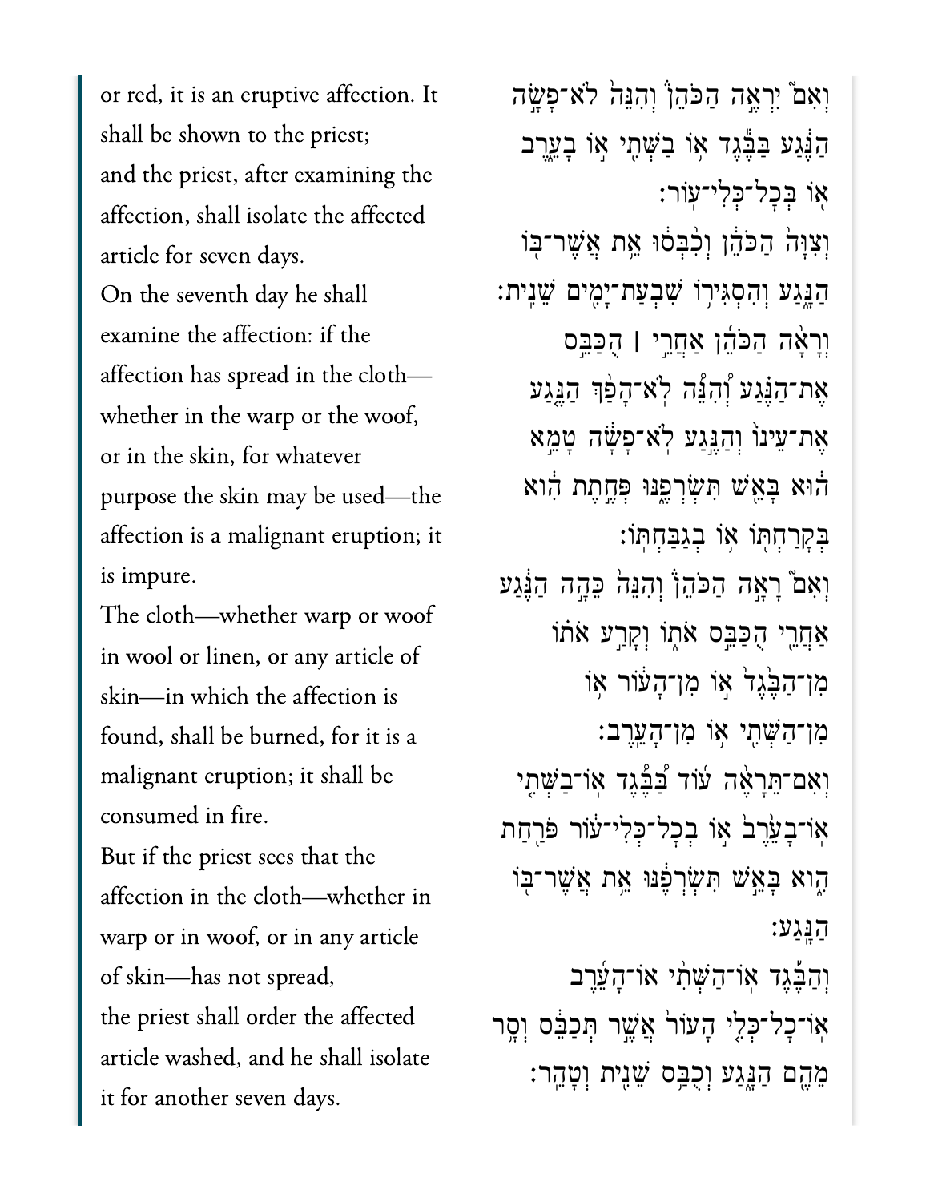or red, it is an eruptive affection. It shall be shown to the priest;

and the priest, after examining the affection, shall isolate the affected article for seven days.

On the seventh day he shall examine the affection: if the affection has spread in the cloth—whether in the warp or the woof, or in the skin, for whatever purpose the skin may be used—the affection is a malignant eruption; it is impure.

The cloth—whether warp or woof in wool or linen, or any article of skin—in which the affection is found, shall be burned, for it is a malignant eruption; it shall be consumed in fire.

But if the priest sees that the affection in the cloth—whether in warp or in woof, or in any article of skin—has not spread,

the priest shall order the affected article washed, and he shall isolate it for another seven days.

וְאִם֩ יִרְאֶ֨ה הַכֹּהֵ֜ן וְהִנֵּ֨ה לֹא־פָשָׂ֤ה הַנֶּ֙גַע֙ בַּבֶּ֔גֶד א֥וֹ בַשְּׁתִ֖י א֣וֹ בָעֵ֑רֶב א֖וֹ בְּכָל־כְּלִי־עֽוֹר׃

וְצִוָּה֙ הַכֹּהֵ֔ן וְכִ֨בְּס֔וּ אֵ֥ת אֲשֶׁר־בּ֖וֹ הַנָּ֑גַע וְהִסְגִּיר֥וֹ שִׁבְעַת־יָמִ֖ים שֵׁנִֽית׃

וְרָאָ֨ה הַכֹּהֵ֜ן אַחֲרֵ֣י ׀ הֻכַּבֵּ֣ס אֶת־הַנֶּ֗גַע וְ֠הִנֵּה לֹא־הָפַ֨ךְ הַנֶּ֤גַע אֶת־עֵינוֹ֙ וְהַנֶּ֣גַע לֹא־פָשָׂ֔ה טָמֵ֣א ה֔וּא בָּאֵ֖שׁ תִּשְׂרְפֶ֑נּוּ פְּחֶ֣תֶת הִ֔וא בְּקָרַחְתּ֖וֹ א֥וֹ בְגַבַּחְתּֽוֹ׃

וְאִם֮ רָאָ֣ה הַכֹּהֵן֒ וְהִנֵּה֙ כֵּהָ֣ה הַנֶּ֔גַע אַחֲרֵ֖י הֻכַּבֵּ֣ס אֹת֑וֹ וְקָרַ֣ע אֹת֗וֹ מִן־הַבֶּ֙גֶד֙ א֣וֹ מִן־הָע֔וֹר א֥וֹ מִן־הַשְּׁתִ֖י א֥וֹ מִן־הָעֵֽרֶב׃

וְאִם־תֵּרָאֶ֨ה ע֜וֹד בַּבֶּ֗גֶד אֽוֹ־בַשְּׁתִ֤י אֽוֹ־בָעֵ֙רֶב֙ א֣וֹ בְכָל־כְּלִי־ע֔וֹר פֹּרַ֖חַת הִ֑וא בָּאֵ֣שׁ תִּשְׂרְפֶ֔נּוּ אֵ֥ת אֲשֶׁר־בּ֖וֹ הַנָּֽגַע׃

וְהַבֶּ֡גֶד אֽוֹ־הַשְּׁתִ֨י אֽוֹ־הָעֵ֜רֶב אֽוֹ־כָל־כְּלִ֤י הָעוֹר֙ אֲשֶׁ֣ר תְּכַבֵּ֔ס וְסָ֥ר מֵהֶ֖ם הַנָּ֑גַע וְכֻבַּ֥ס שֵׁנִ֖ית וְטָהֵֽר׃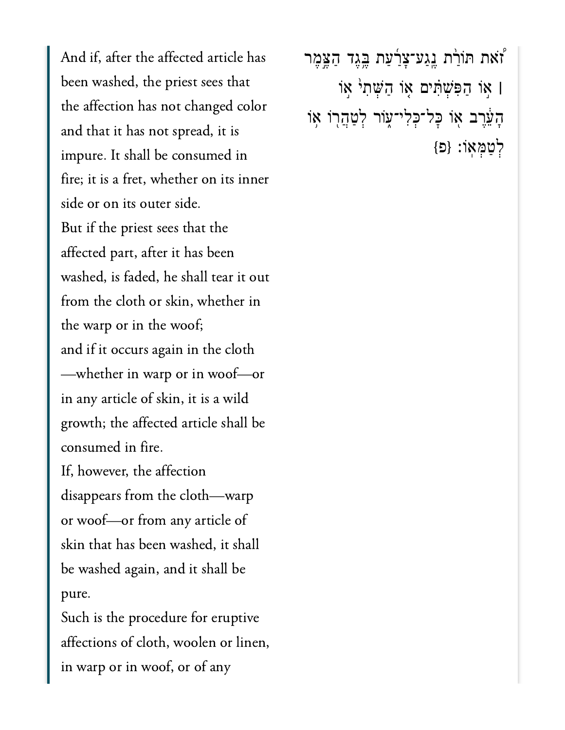And if, after the affected article has been washed, the priest sees that the affection has not changed color and that it has not spread, it is impure. It shall be consumed in fire; it is a fret, whether on its inner side or on its outer side.

But if the priest sees that the affected part, after it has been washed, is faded, he shall tear it out from the cloth or skin, whether in the warp or in the woof;

and if it occurs again in the cloth—whether in warp or in woof—or in any article of skin, it is a wild growth; the affected article shall be consumed in fire.

If, however, the affection disappears from the cloth—warp or woof—or from any article of skin that has been washed, it shall be washed again, and it shall be pure.

Such is the procedure for eruptive affections of cloth, woolen or linen, in warp or in woof, or of any

זֹ֠את תּוֹרַ֨ת נֶֽגַע־צָרַ֜עַת בֶּ֣גֶד הַצֶּ֣מֶר ׀ א֣וֹ הַפִּשְׁתִּ֗ים א֤וֹ הַשְּׁתִי֙ א֣וֹ הָעֵ֔רֶב א֖וֹ כׇּל־כְּלִי־ע֑וֹר לְטַהֲר֖וֹ א֥וֹ לְטַמְּאֽוֹ׃ {פ}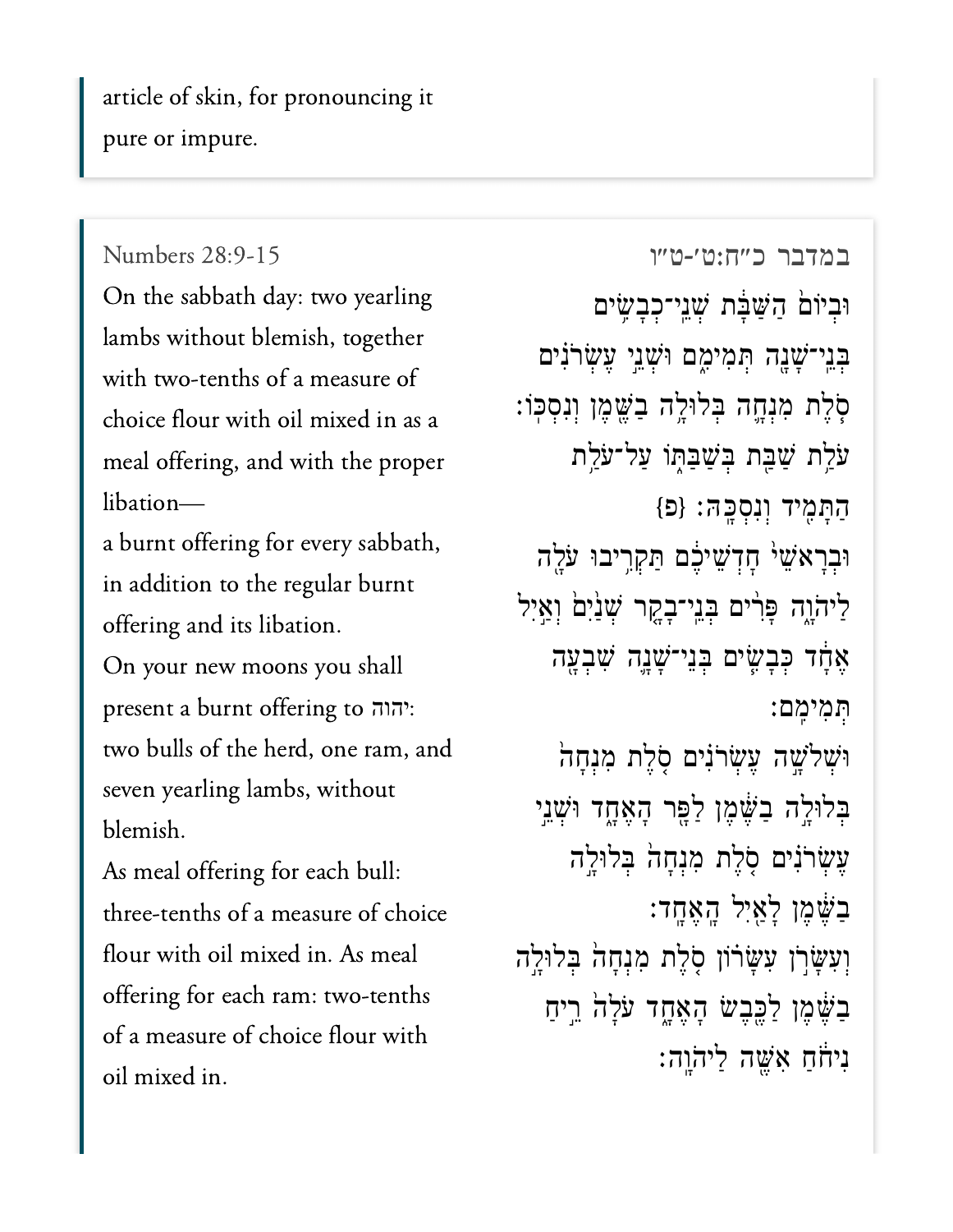article of skin, for pronouncing it pure or impure.

Numbers 28:9-15

On the sabbath day: two yearling lambs without blemish, together with two-tenths of a measure of choice flour with oil mixed in as a meal offering, and with the proper libation—

a burnt offering for every sabbath, in addition to the regular burnt offering and its libation.

On your new moons you shall present a burnt offering to יהוה: two bulls of the herd, one ram, and seven yearling lambs, without blemish.

As meal offering for each bull: three-tenths of a measure of choice flour with oil mixed in. As meal offering for each ram: two-tenths of a measure of choice flour with oil mixed in.

במדבר כ״ח:ט׳-ט״ו

וּבְיוֹם֙ הַשַּׁבָּ֔ת שְׁנֵֽי־כְבָשִׂ֥ים בְּנֵֽי־שָׁנָ֖ה תְּמִימִ֑ם וּשְׁנֵ֣י עֶשְׂרֹנִ֗ים סֹ֧לֶת מִנְחָ֛ה בְּלוּלָ֥ה בַשֶּׁ֖מֶן וְנִסְכּֽוֹ׃

עֹלַ֥ת שַׁבַּ֖ת בְּשַׁבַּתּ֑וֹ עַל־עֹלַ֥ת הַתָּמִ֖יד וְנִסְכָּֽהּ׃ {פ}

וּבְרָאשֵׁי֙ חָדְשֵׁיכֶ֔ם תַּקְרִ֥יבוּ עֹלָ֖ה לַיהֹוָ֑ה פָּרִ֨ים בְּנֵֽי־בָקָ֤ר שְׁנַ֙יִם֙ וְאַ֣יִל אֶחָ֔ד כְּבָשִׂ֧ים בְּנֵֽי־שָׁנָ֛ה שִׁבְעָ֖ה תְּמִימִֽם׃

וּשְׁלֹשָׁ֣ה עֶשְׂרֹנִ֗ים סֹ֤לֶת מִנְחָה֙ בְּלוּלָ֣ה בַשֶּׁ֔מֶן לַפָּ֖ר הָאֶחָ֑ד וּשְׁנֵ֣י עֶשְׂרֹנִ֗ים סֹ֤לֶת מִנְחָה֙ בְּלוּלָ֣ה בַשֶּׁ֔מֶן לָאַ֖יִל הָאֶחָֽד׃

וְעִשָּׂרֹ֣ן עִשָּׂר֗וֹן סֹ֤לֶת מִנְחָה֙ בְּלוּלָ֣ה בַשֶּׁ֔מֶן לַכֶּ֖בֶשׂ הָאֶחָ֑ד עֹלָה֙ רֵ֣יחַ נִיחֹ֔חַ אִשֶּׁ֖ה לַיהֹוָֽה׃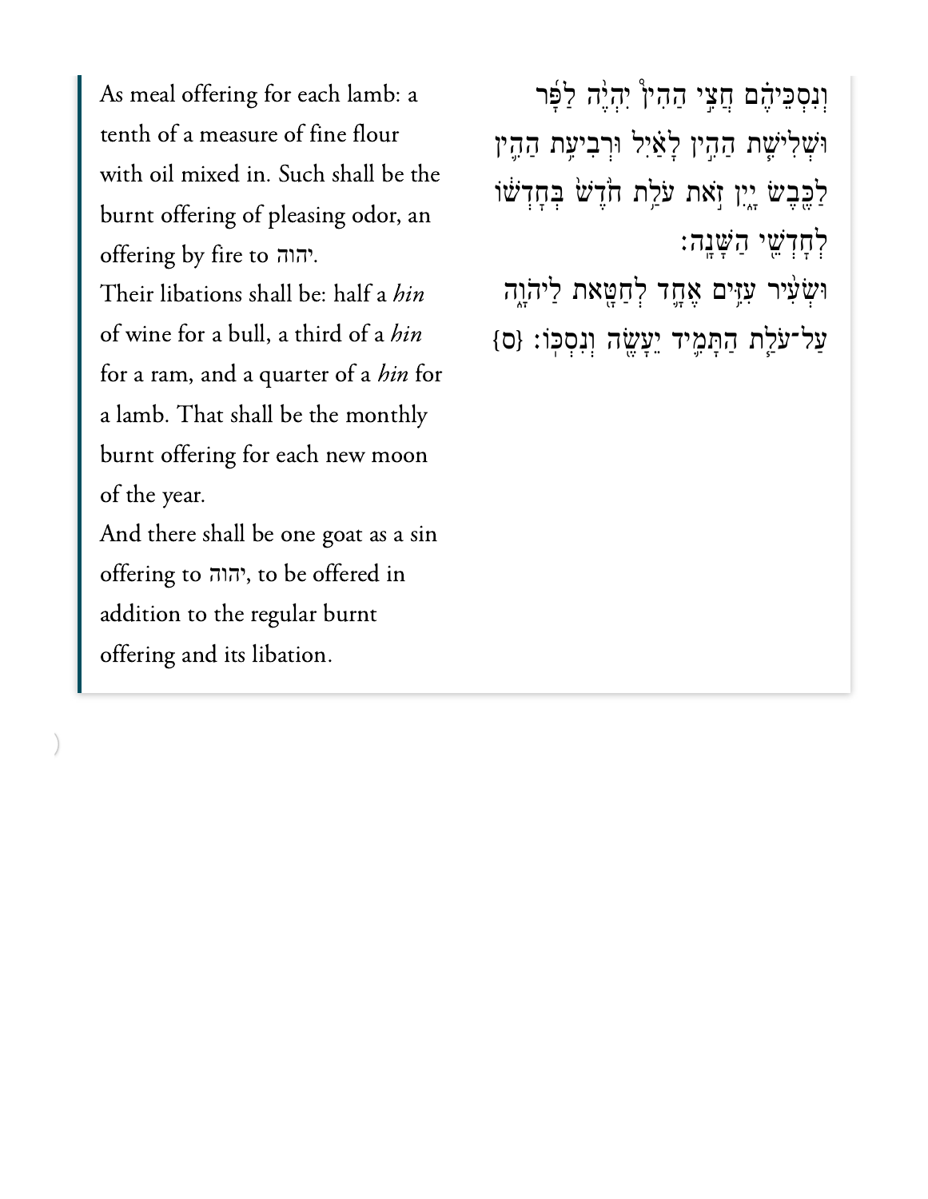As meal offering for each lamb: a tenth of a measure of fine flour with oil mixed in. Such shall be the burnt offering of pleasing odor, an offering by fire to יהוה.

Their libations shall be: half a *hin* of wine for a bull, a third of a *hin* for a ram, and a quarter of a *hin* for a lamb. That shall be the monthly burnt offering for each new moon of the year.

And there shall be one goat as a sin offering to יהוה, to be offered in addition to the regular burnt offering and its libation.

וְנִסְכֵּיהֶ֗ם חֲצִ֣י הַהִין֩ יִהְיֶ֨ה לַפָּ֜ר וּשְׁלִישִׁ֧ת הַהִ֣ין לָאַ֗יִל וּרְבִיעִ֥ת הַהִ֛ין לַכֶּ֖בֶשׂ יָ֑יִן זֹ֣את עֹלַ֥ת חֹ֙דֶשׁ֙ בְּחָדְשׁ֔וֹ לְחָדְשֵׁ֖י הַשָּׁנָֽה׃

וּשְׂעִ֨יר עִזִּ֥ים אֶחָ֛ד לְחַטָּ֖את לַיהֹוָ֑ה עַל־עֹלַ֧ת הַתָּמִ֛יד יֵעָשֶׂ֖ה וְנִסְכּֽוֹ׃ {ס}